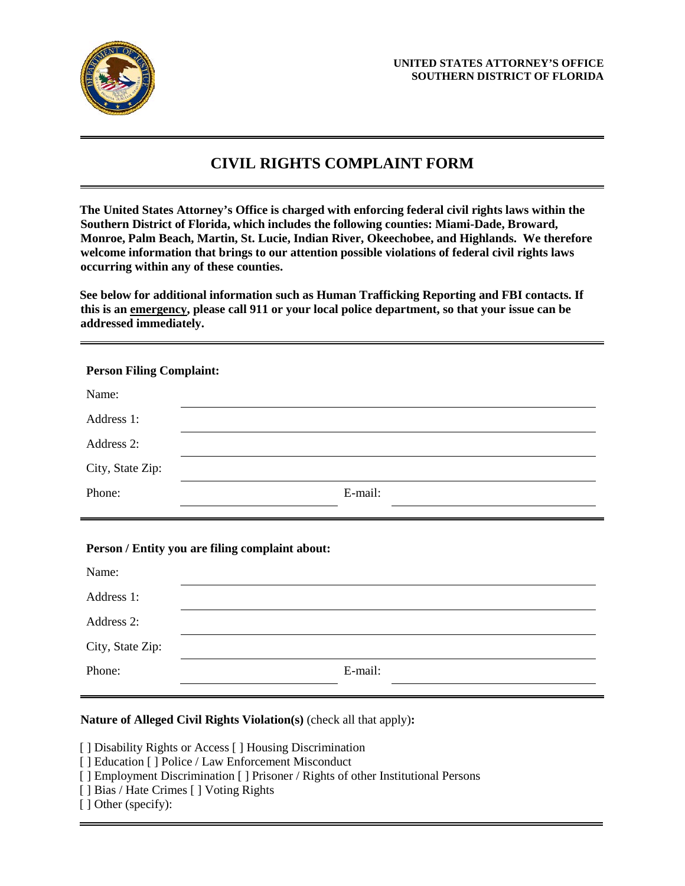**UNITED STATES ATTORNEY'S OFFICE**
**SOUTHERN DISTRICT OF FLORIDA**

# CIVIL RIGHTS COMPLAINT FORM

**The United States Attorney's Office is charged with enforcing federal civil rights laws within the Southern District of Florida, which includes the following counties: Miami-Dade, Broward, Monroe, Palm Beach, Martin, St. Lucie, Indian River, Okeechobee, and Highlands. We therefore welcome information that brings to our attention possible violations of federal civil rights laws occurring within any of these counties.**

**See below for additional information such as Human Trafficking Reporting and FBI contacts. If this is an emergency, please call 911 or your local police department, so that your issue can be addressed immediately.**

---

**Person Filing Complaint:**

Name: ______________________________

Address 1: ______________________________

Address 2: ______________________________

City, State Zip: ______________________________

Phone: ______________ E-mail: ______________

---

**Person / Entity you are filing complaint about:**

Name: ______________________________

Address 1: ______________________________

Address 2: ______________________________

City, State Zip: ______________________________

Phone: ______________ E-mail: ______________

---

**Nature of Alleged Civil Rights Violation(s)** (check all that apply)**:**

[ ] Disability Rights or Access [ ] Housing Discrimination
[ ] Education [ ] Police / Law Enforcement Misconduct
[ ] Employment Discrimination [ ] Prisoner / Rights of other Institutional Persons
[ ] Bias / Hate Crimes [ ] Voting Rights
[ ] Other (specify):

---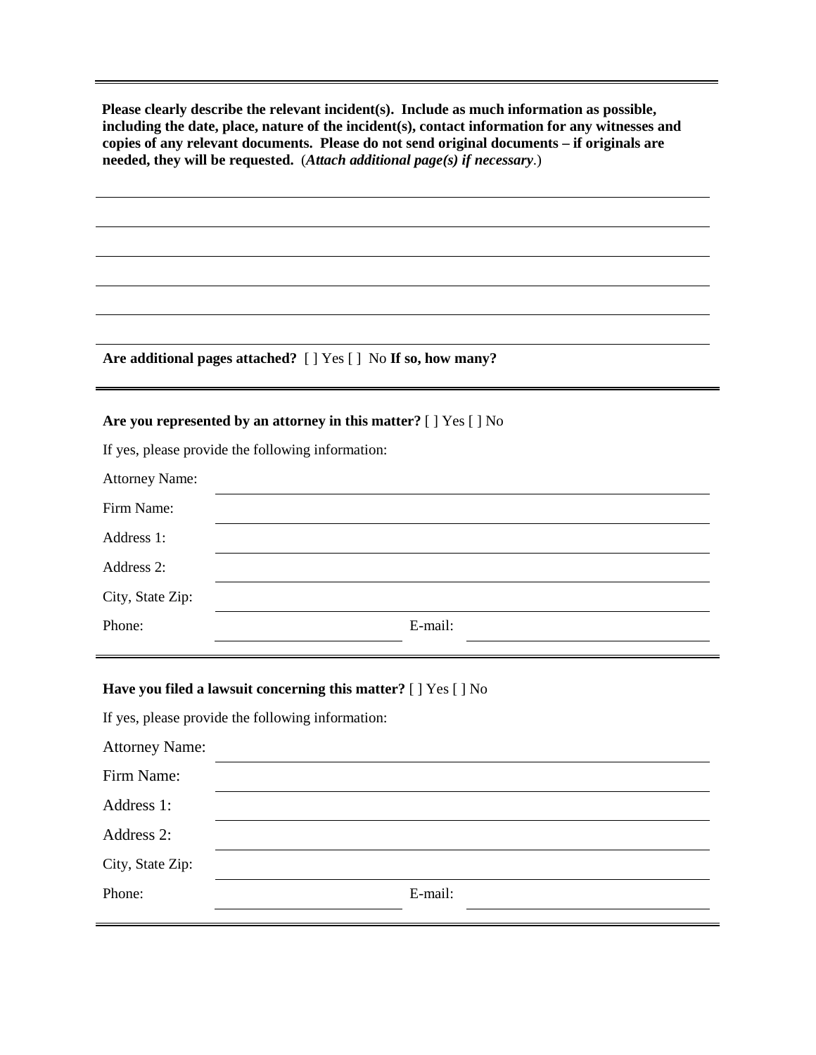---

**Please clearly describe the relevant incident(s). Include as much information as possible, including the date, place, nature of the incident(s), contact information for any witnesses and copies of any relevant documents. Please do not send original documents – if originals are needed, they will be requested.** (***Attach additional page(s) if necessary***.)

______________________________________________________________________________

______________________________________________________________________________

______________________________________________________________________________

______________________________________________________________________________

______________________________________________________________________________

______________________________________________________________________________

**Are additional pages attached?** [ ] Yes [ ] No **If so, how many?**

---

**Are you represented by an attorney in this matter?** [ ] Yes [ ] No

If yes, please provide the following information:

Attorney Name: ______________________________________________________________

Firm Name: ______________________________________________________________

Address 1: ______________________________________________________________

Address 2: ______________________________________________________________

City, State Zip: ______________________________________________________________

Phone: ____________________ E-mail: ____________________________

---

**Have you filed a lawsuit concerning this matter?** [ ] Yes [ ] No

If yes, please provide the following information:

Attorney Name: ______________________________________________________________

Firm Name: ______________________________________________________________

Address 1: ______________________________________________________________

Address 2: ______________________________________________________________

City, State Zip: ______________________________________________________________

Phone: ____________________ E-mail: ____________________________

---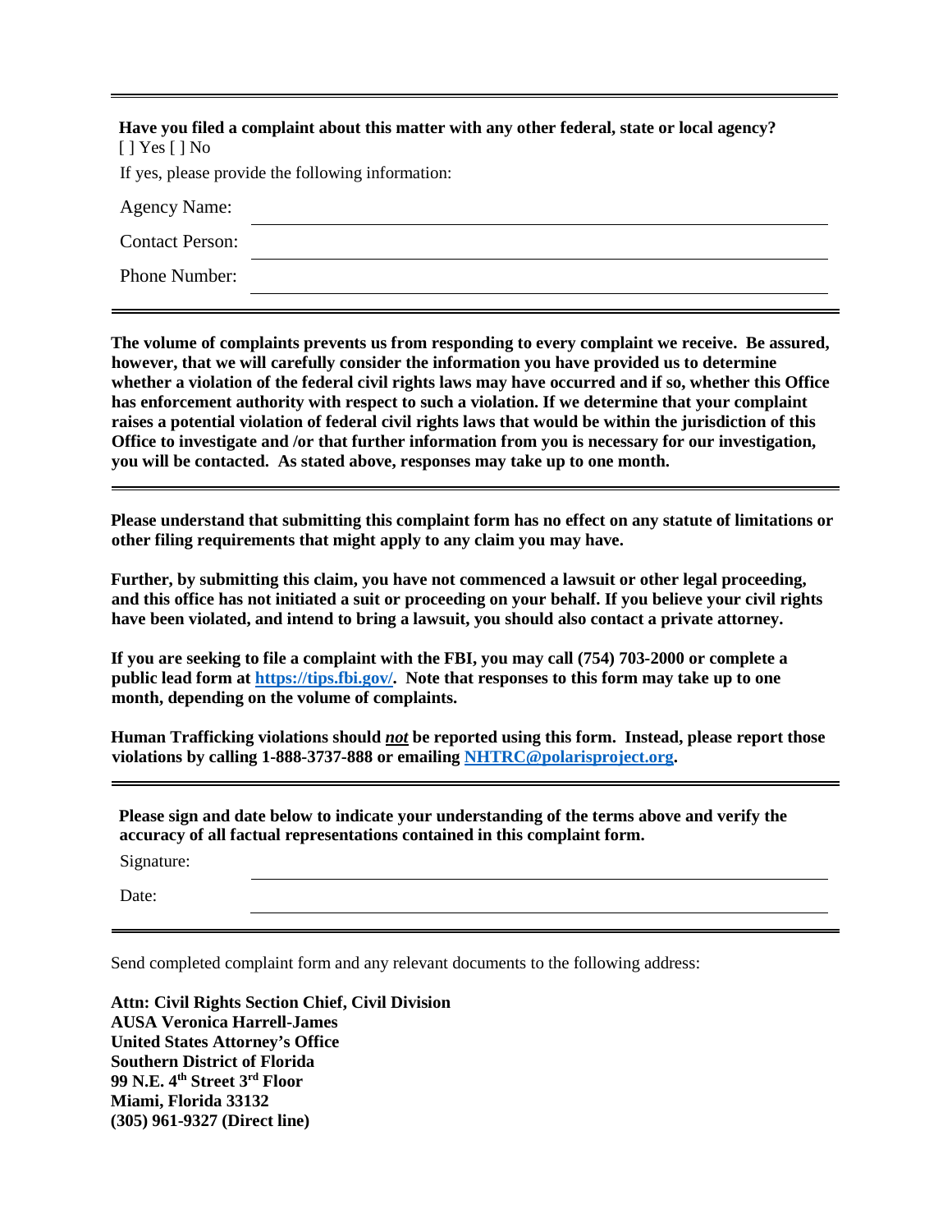---

**Have you filed a complaint about this matter with any other federal, state or local agency?**
[ ] Yes [ ] No

If yes, please provide the following information:

Agency Name: ______________________________

Contact Person: ______________________________

Phone Number: ______________________________

---

**The volume of complaints prevents us from responding to every complaint we receive. Be assured, however, that we will carefully consider the information you have provided us to determine whether a violation of the federal civil rights laws may have occurred and if so, whether this Office has enforcement authority with respect to such a violation. If we determine that your complaint raises a potential violation of federal civil rights laws that would be within the jurisdiction of this Office to investigate and /or that further information from you is necessary for our investigation, you will be contacted. As stated above, responses may take up to one month.**

---

**Please understand that submitting this complaint form has no effect on any statute of limitations or other filing requirements that might apply to any claim you may have.**

**Further, by submitting this claim, you have not commenced a lawsuit or other legal proceeding, and this office has not initiated a suit or proceeding on your behalf. If you believe your civil rights have been violated, and intend to bring a lawsuit, you should also contact a private attorney.**

**If you are seeking to file a complaint with the FBI, you may call (754) 703-2000 or complete a public lead form at [https://tips.fbi.gov/](https://tips.fbi.gov/). Note that responses to this form may take up to one month, depending on the volume of complaints.**

**Human Trafficking violations should *not* be reported using this form. Instead, please report those violations by calling 1-888-3737-888 or emailing [NHTRC@polarisproject.org](mailto:NHTRC@polarisproject.org).**

---

**Please sign and date below to indicate your understanding of the terms above and verify the accuracy of all factual representations contained in this complaint form.**

Signature: ______________________________

Date: ______________________________

---

Send completed complaint form and any relevant documents to the following address:

**Attn: Civil Rights Section Chief, Civil Division**
**AUSA Veronica Harrell-James**
**United States Attorney's Office**
**Southern District of Florida**
**99 N.E. 4th Street 3rd Floor**
**Miami, Florida 33132**
**(305) 961-9327 (Direct line)**